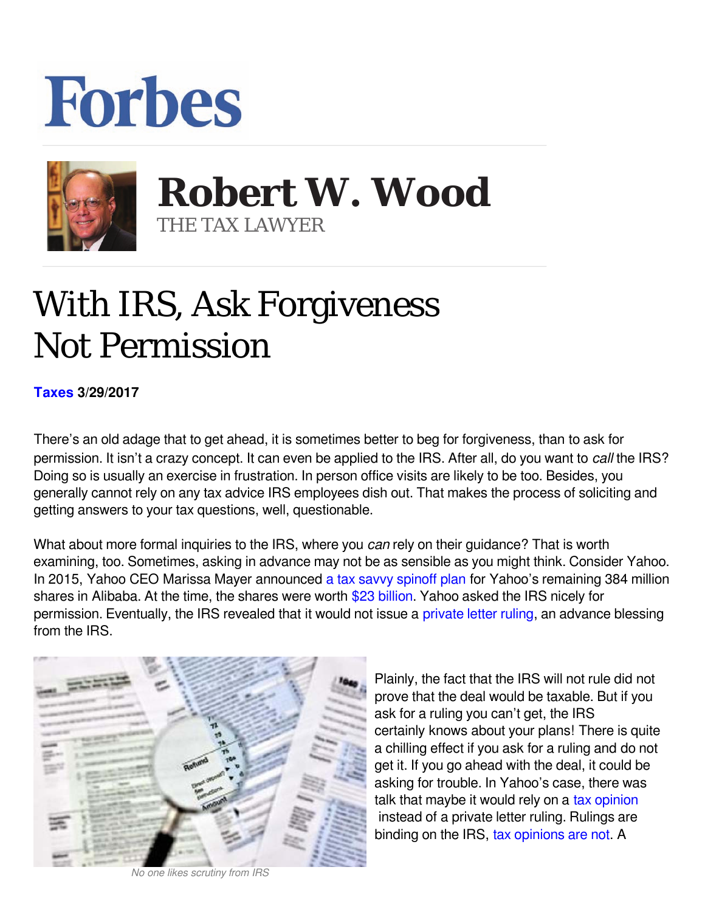Forbes

# Robert W. Wood

THE TAX LAWYER

# With IRS, Ask Forgiveness Not Permission

**Taxes 3/29/2017**

There's an old adage that to get ahead, it is sometimes better to beg for forgiveness, than to ask for permission. It isn't a crazy concept. It can even be applied to the IRS. After all, do you want to *call* the IRS? Doing so is usually an exercise in frustration. In person office visits are likely to be too. Besides, you generally cannot rely on any tax advice IRS employees dish out. That makes the process of soliciting and getting answers to your tax questions, well, questionable.

What about more formal inquiries to the IRS, where you *can* rely on their guidance? That is worth examining, too. Sometimes, asking in advance may not be as sensible as you might think. Consider Yahoo. In 2015, Yahoo CEO Marissa Mayer announced a tax savvy spinoff plan for Yahoo's remaining 384 million shares in Alibaba. At the time, the shares were worth $23 billion. Yahoo asked the IRS nicely for permission. Eventually, the IRS revealed that it would not issue a private letter ruling, an advance blessing from the IRS.

No one likes scrutiny from IRS

Plainly, the fact that the IRS will not rule did not prove that the deal would be taxable. But if you ask for a ruling you can't get, the IRS certainly knows about your plans! There is quite a chilling effect if you ask for a ruling and do not get it. If you go ahead with the deal, it could be asking for trouble. In Yahoo's case, there was talk that maybe it would rely on a tax opinion instead of a private letter ruling. Rulings are binding on the IRS, tax opinions are not. A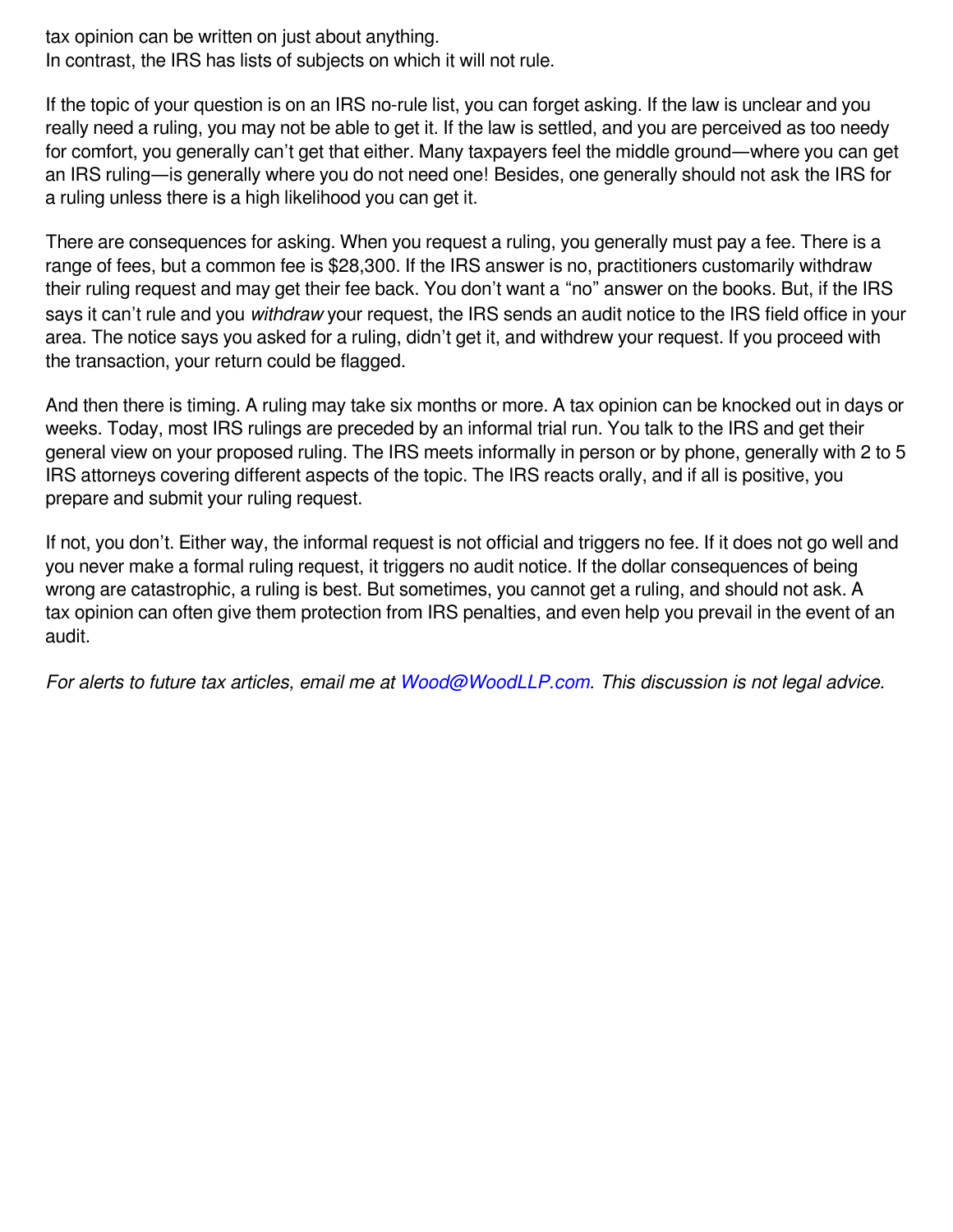tax opinion can be written on just about anything.
In contrast, the IRS has lists of subjects on which it will not rule.

If the topic of your question is on an IRS no-rule list, you can forget asking. If the law is unclear and you really need a ruling, you may not be able to get it. If the law is settled, and you are perceived as too needy for comfort, you generally can't get that either. Many taxpayers feel the middle ground—where you can get an IRS ruling—is generally where you do not need one! Besides, one generally should not ask the IRS for a ruling unless there is a high likelihood you can get it.

There are consequences for asking. When you request a ruling, you generally must pay a fee. There is a range of fees, but a common fee is $28,300. If the IRS answer is no, practitioners customarily withdraw their ruling request and may get their fee back. You don't want a "no" answer on the books. But, if the IRS says it can't rule and you *withdraw* your request, the IRS sends an audit notice to the IRS field office in your area. The notice says you asked for a ruling, didn't get it, and withdrew your request. If you proceed with the transaction, your return could be flagged.

And then there is timing. A ruling may take six months or more. A tax opinion can be knocked out in days or weeks. Today, most IRS rulings are preceded by an informal trial run. You talk to the IRS and get their general view on your proposed ruling. The IRS meets informally in person or by phone, generally with 2 to 5 IRS attorneys covering different aspects of the topic. The IRS reacts orally, and if all is positive, you prepare and submit your ruling request.

If not, you don't. Either way, the informal request is not official and triggers no fee. If it does not go well and you never make a formal ruling request, it triggers no audit notice. If the dollar consequences of being wrong are catastrophic, a ruling is best. But sometimes, you cannot get a ruling, and should not ask. A tax opinion can often give them protection from IRS penalties, and even help you prevail in the event of an audit.

*For alerts to future tax articles, email me at Wood@WoodLLP.com. This discussion is not legal advice.*